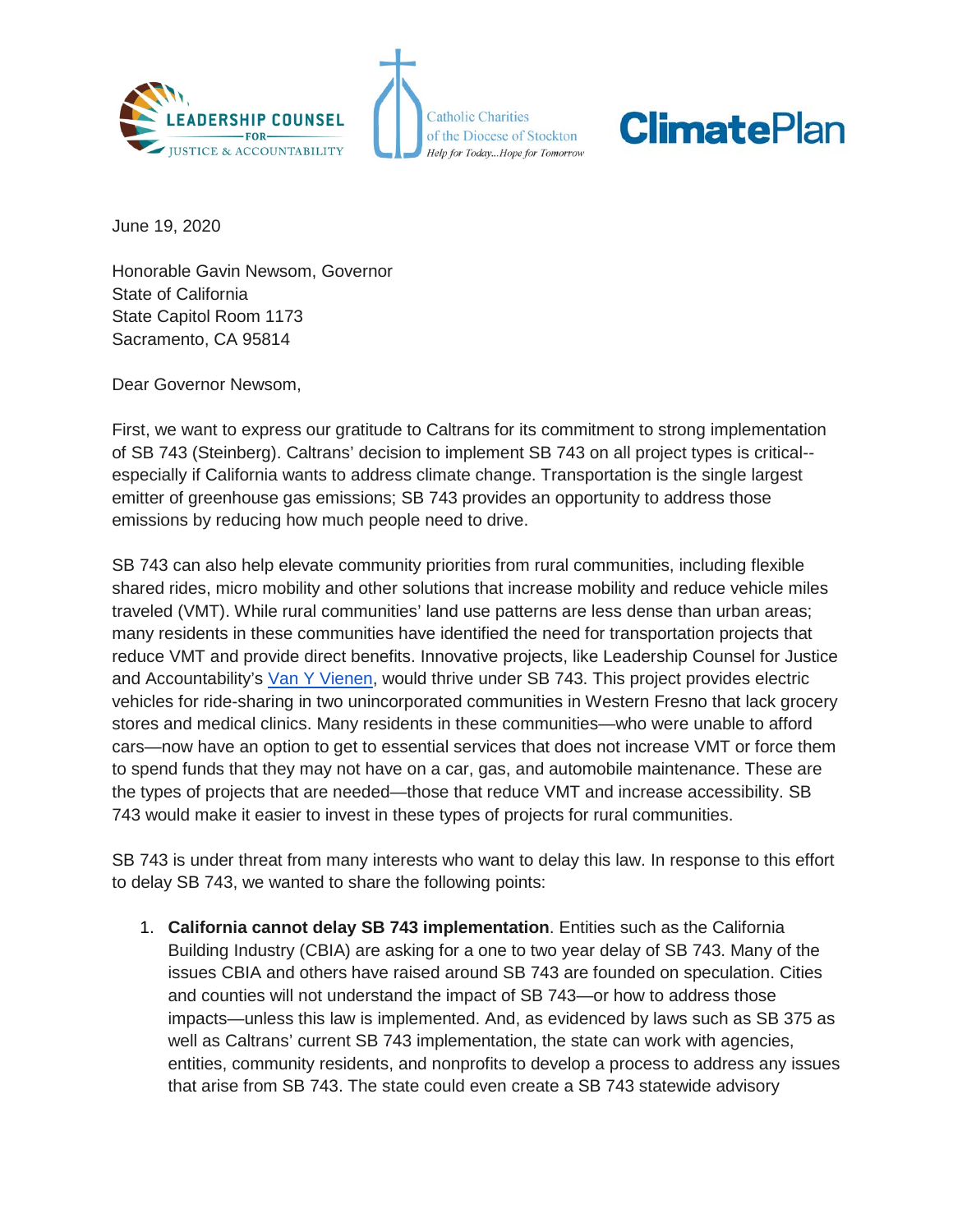LEADERSHIP COUNSEL FOR JUSTICE & ACCOUNTABILITY

Catholic Charities of the Diocese of Stockton
*Help for Today...Hope for Tomorrow*

ClimatePlan

June 19, 2020

Honorable Gavin Newsom, Governor
State of California
State Capitol Room 1173
Sacramento, CA 95814

Dear Governor Newsom,

First, we want to express our gratitude to Caltrans for its commitment to strong implementation of SB 743 (Steinberg). Caltrans' decision to implement SB 743 on all project types is critical--especially if California wants to address climate change. Transportation is the single largest emitter of greenhouse gas emissions; SB 743 provides an opportunity to address those emissions by reducing how much people need to drive.

SB 743 can also help elevate community priorities from rural communities, including flexible shared rides, micro mobility and other solutions that increase mobility and reduce vehicle miles traveled (VMT). While rural communities' land use patterns are less dense than urban areas; many residents in these communities have identified the need for transportation projects that reduce VMT and provide direct benefits. Innovative projects, like Leadership Counsel for Justice and Accountability's Van Y Vienen, would thrive under SB 743. This project provides electric vehicles for ride-sharing in two unincorporated communities in Western Fresno that lack grocery stores and medical clinics. Many residents in these communities—who were unable to afford cars—now have an option to get to essential services that does not increase VMT or force them to spend funds that they may not have on a car, gas, and automobile maintenance. These are the types of projects that are needed—those that reduce VMT and increase accessibility. SB 743 would make it easier to invest in these types of projects for rural communities.

SB 743 is under threat from many interests who want to delay this law. In response to this effort to delay SB 743, we wanted to share the following points:

1. **California cannot delay SB 743 implementation**. Entities such as the California Building Industry (CBIA) are asking for a one to two year delay of SB 743. Many of the issues CBIA and others have raised around SB 743 are founded on speculation. Cities and counties will not understand the impact of SB 743—or how to address those impacts—unless this law is implemented. And, as evidenced by laws such as SB 375 as well as Caltrans' current SB 743 implementation, the state can work with agencies, entities, community residents, and nonprofits to develop a process to address any issues that arise from SB 743. The state could even create a SB 743 statewide advisory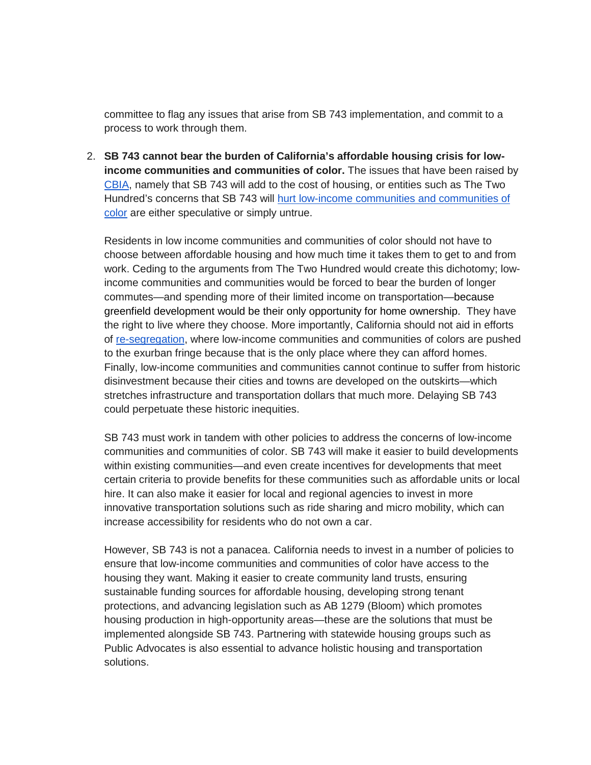committee to flag any issues that arise from SB 743 implementation, and commit to a process to work through them.

2. **SB 743 cannot bear the burden of California's affordable housing crisis for low-income communities and communities of color.** The issues that have been raised by CBIA, namely that SB 743 will add to the cost of housing, or entities such as The Two Hundred's concerns that SB 743 will hurt low-income communities and communities of color are either speculative or simply untrue.

   Residents in low income communities and communities of color should not have to choose between affordable housing and how much time it takes them to get to and from work. Ceding to the arguments from The Two Hundred would create this dichotomy; low-income communities and communities would be forced to bear the burden of longer commutes—and spending more of their limited income on transportation—because greenfield development would be their only opportunity for home ownership. They have the right to live where they choose. More importantly, California should not aid in efforts of re-segregation, where low-income communities and communities of colors are pushed to the exurban fringe because that is the only place where they can afford homes. Finally, low-income communities and communities cannot continue to suffer from historic disinvestment because their cities and towns are developed on the outskirts—which stretches infrastructure and transportation dollars that much more. Delaying SB 743 could perpetuate these historic inequities.

   SB 743 must work in tandem with other policies to address the concerns of low-income communities and communities of color. SB 743 will make it easier to build developments within existing communities—and even create incentives for developments that meet certain criteria to provide benefits for these communities such as affordable units or local hire. It can also make it easier for local and regional agencies to invest in more innovative transportation solutions such as ride sharing and micro mobility, which can increase accessibility for residents who do not own a car.

   However, SB 743 is not a panacea. California needs to invest in a number of policies to ensure that low-income communities and communities of color have access to the housing they want. Making it easier to create community land trusts, ensuring sustainable funding sources for affordable housing, developing strong tenant protections, and advancing legislation such as AB 1279 (Bloom) which promotes housing production in high-opportunity areas—these are the solutions that must be implemented alongside SB 743. Partnering with statewide housing groups such as Public Advocates is also essential to advance holistic housing and transportation solutions.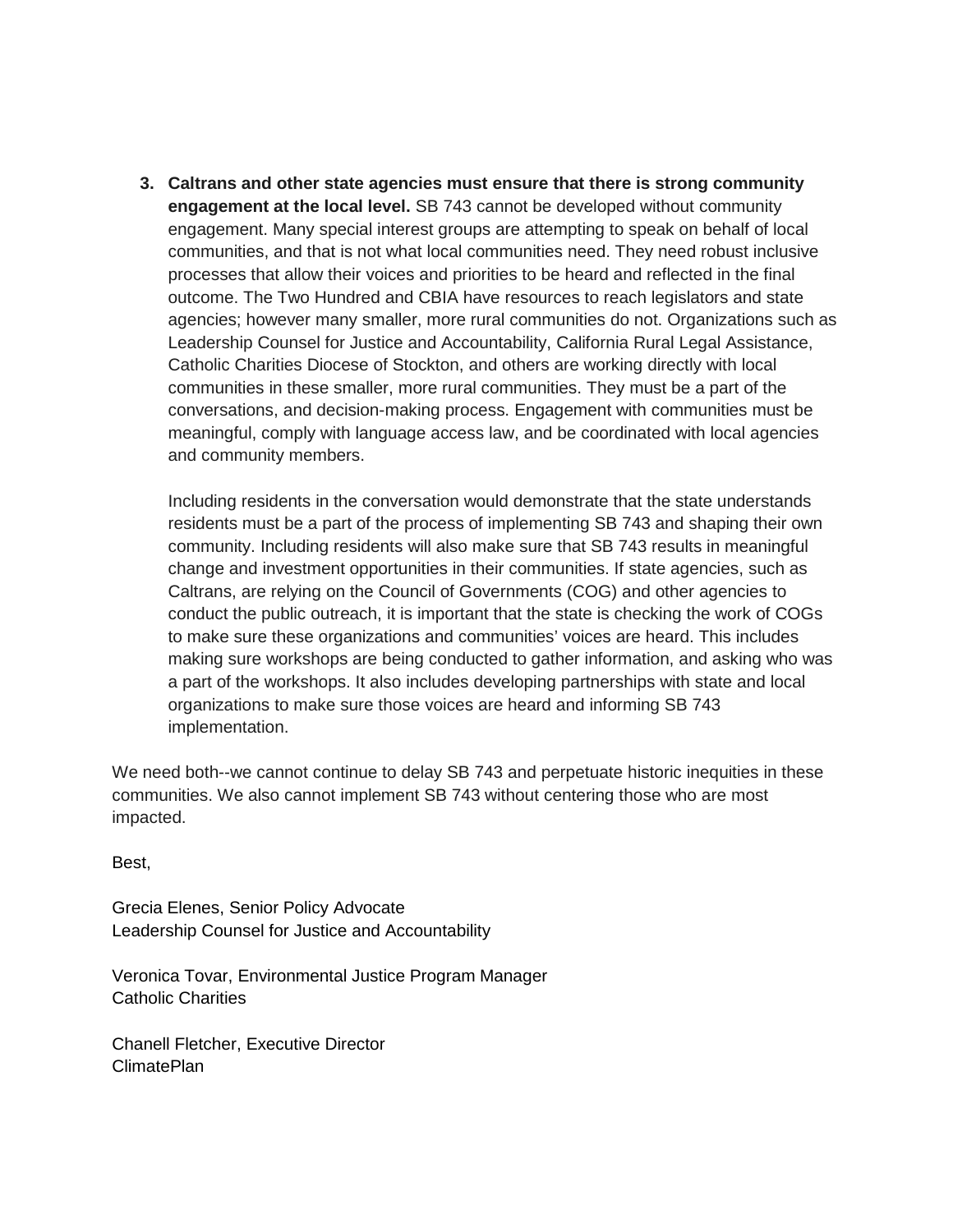3. **Caltrans and other state agencies must ensure that there is strong community engagement at the local level.** SB 743 cannot be developed without community engagement. Many special interest groups are attempting to speak on behalf of local communities, and that is not what local communities need. They need robust inclusive processes that allow their voices and priorities to be heard and reflected in the final outcome. The Two Hundred and CBIA have resources to reach legislators and state agencies; however many smaller, more rural communities do not. Organizations such as Leadership Counsel for Justice and Accountability, California Rural Legal Assistance, Catholic Charities Diocese of Stockton, and others are working directly with local communities in these smaller, more rural communities. They must be a part of the conversations, and decision-making process. Engagement with communities must be meaningful, comply with language access law, and be coordinated with local agencies and community members.

   Including residents in the conversation would demonstrate that the state understands residents must be a part of the process of implementing SB 743 and shaping their own community. Including residents will also make sure that SB 743 results in meaningful change and investment opportunities in their communities. If state agencies, such as Caltrans, are relying on the Council of Governments (COG) and other agencies to conduct the public outreach, it is important that the state is checking the work of COGs to make sure these organizations and communities' voices are heard. This includes making sure workshops are being conducted to gather information, and asking who was a part of the workshops. It also includes developing partnerships with state and local organizations to make sure those voices are heard and informing SB 743 implementation.

We need both--we cannot continue to delay SB 743 and perpetuate historic inequities in these communities. We also cannot implement SB 743 without centering those who are most impacted.

Best,

Grecia Elenes, Senior Policy Advocate
Leadership Counsel for Justice and Accountability

Veronica Tovar, Environmental Justice Program Manager
Catholic Charities

Chanell Fletcher, Executive Director
ClimatePlan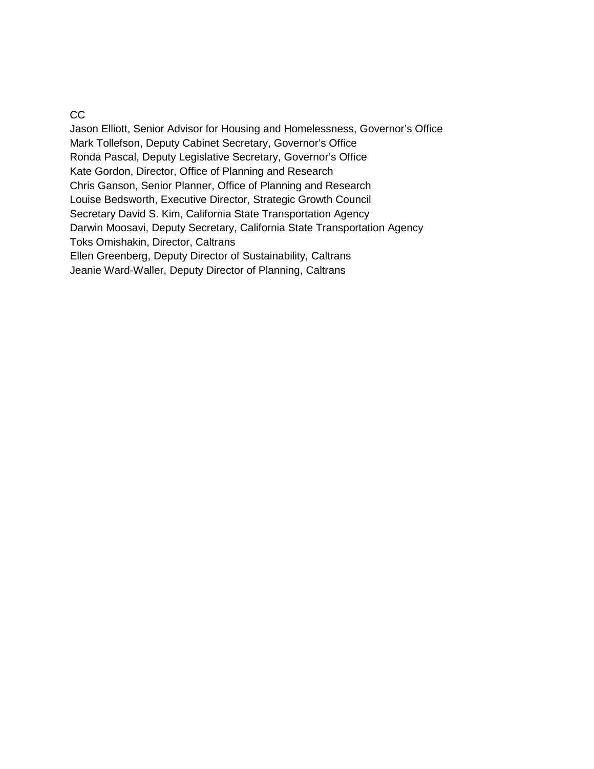CC

Jason Elliott, Senior Advisor for Housing and Homelessness, Governor's Office
Mark Tollefson, Deputy Cabinet Secretary, Governor's Office
Ronda Pascal, Deputy Legislative Secretary, Governor's Office
Kate Gordon, Director, Office of Planning and Research
Chris Ganson, Senior Planner, Office of Planning and Research
Louise Bedsworth, Executive Director, Strategic Growth Council
Secretary David S. Kim, California State Transportation Agency
Darwin Moosavi, Deputy Secretary, California State Transportation Agency
Toks Omishakin, Director, Caltrans
Ellen Greenberg, Deputy Director of Sustainability, Caltrans
Jeanie Ward-Waller, Deputy Director of Planning, Caltrans